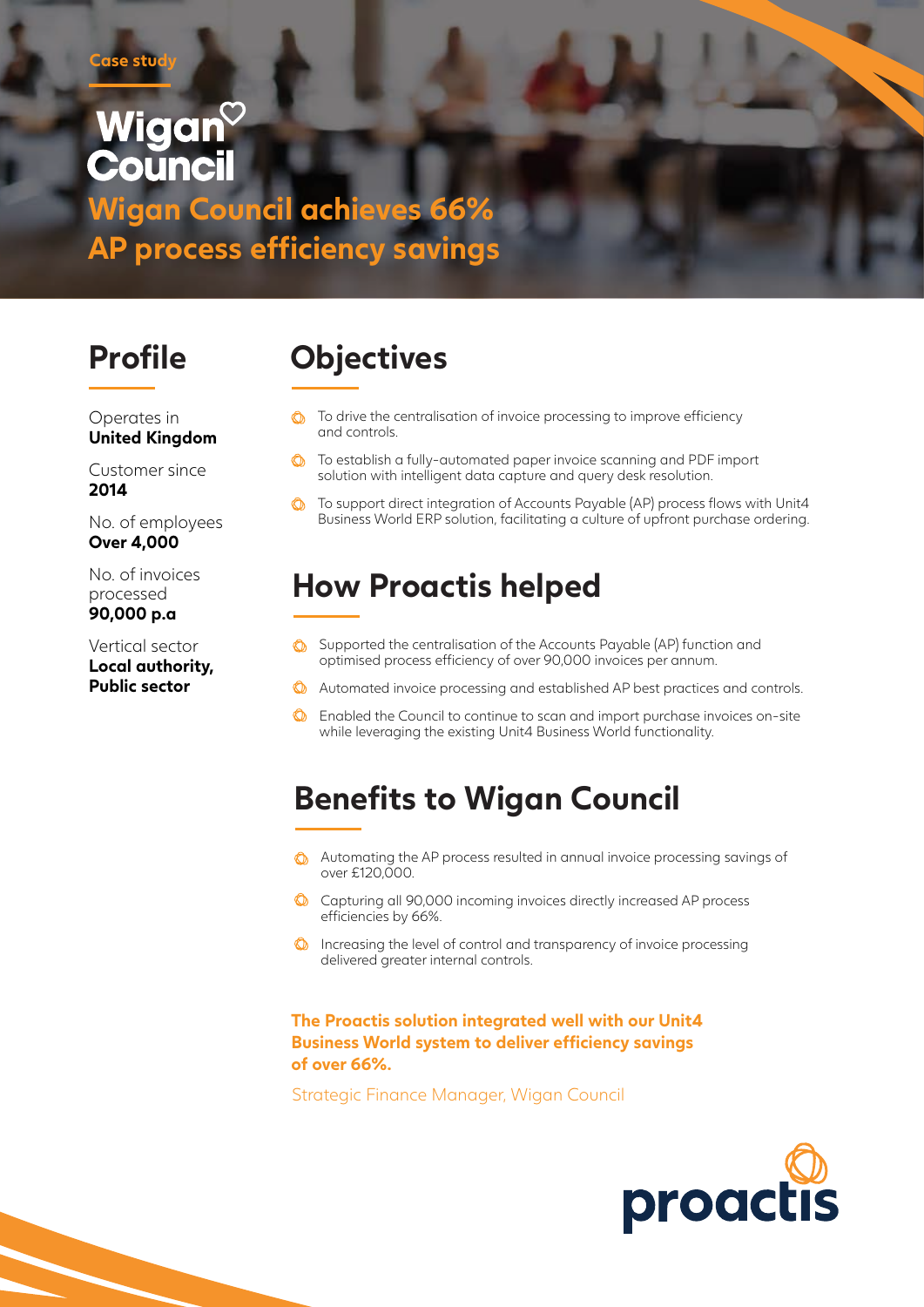Case study

Wigan Council

# Wigan Council achieves 66% AP process efficiency savings

## Profile

Operates in
**United Kingdom**

Customer since
**2014**

No. of employees
**Over 4,000**

No. of invoices processed
**90,000 p.a**

Vertical sector
**Local authority, Public sector**

## Objectives

- To drive the centralisation of invoice processing to improve efficiency and controls.
- To establish a fully-automated paper invoice scanning and PDF import solution with intelligent data capture and query desk resolution.
- To support direct integration of Accounts Payable (AP) process flows with Unit4 Business World ERP solution, facilitating a culture of upfront purchase ordering.

## How Proactis helped

- Supported the centralisation of the Accounts Payable (AP) function and optimised process efficiency of over 90,000 invoices per annum.
- Automated invoice processing and established AP best practices and controls.
- Enabled the Council to continue to scan and import purchase invoices on-site while leveraging the existing Unit4 Business World functionality.

## Benefits to Wigan Council

- Automating the AP process resulted in annual invoice processing savings of over £120,000.
- Capturing all 90,000 incoming invoices directly increased AP process efficiencies by 66%.
- Increasing the level of control and transparency of invoice processing delivered greater internal controls.

**The Proactis solution integrated well with our Unit4 Business World system to deliver efficiency savings of over 66%.**

Strategic Finance Manager, Wigan Council

proactis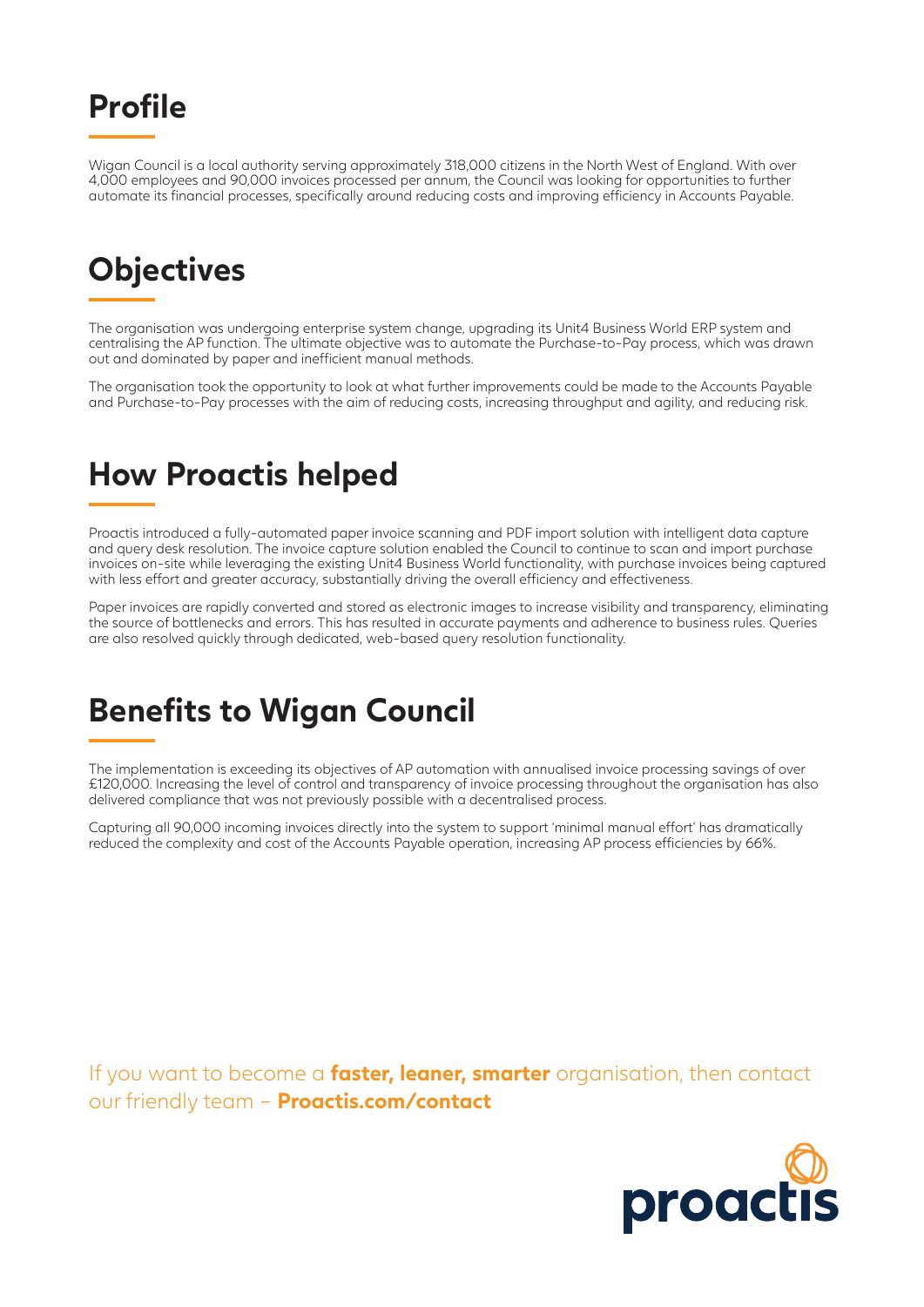# Profile

Wigan Council is a local authority serving approximately 318,000 citizens in the North West of England. With over 4,000 employees and 90,000 invoices processed per annum, the Council was looking for opportunities to further automate its financial processes, specifically around reducing costs and improving efficiency in Accounts Payable.

# Objectives

The organisation was undergoing enterprise system change, upgrading its Unit4 Business World ERP system and centralising the AP function. The ultimate objective was to automate the Purchase-to-Pay process, which was drawn out and dominated by paper and inefficient manual methods.

The organisation took the opportunity to look at what further improvements could be made to the Accounts Payable and Purchase-to-Pay processes with the aim of reducing costs, increasing throughput and agility, and reducing risk.

# How Proactis helped

Proactis introduced a fully-automated paper invoice scanning and PDF import solution with intelligent data capture and query desk resolution. The invoice capture solution enabled the Council to continue to scan and import purchase invoices on-site while leveraging the existing Unit4 Business World functionality, with purchase invoices being captured with less effort and greater accuracy, substantially driving the overall efficiency and effectiveness.

Paper invoices are rapidly converted and stored as electronic images to increase visibility and transparency, eliminating the source of bottlenecks and errors. This has resulted in accurate payments and adherence to business rules. Queries are also resolved quickly through dedicated, web-based query resolution functionality.

# Benefits to Wigan Council

The implementation is exceeding its objectives of AP automation with annualised invoice processing savings of over £120,000. Increasing the level of control and transparency of invoice processing throughout the organisation has also delivered compliance that was not previously possible with a decentralised process.

Capturing all 90,000 incoming invoices directly into the system to support 'minimal manual effort' has dramatically reduced the complexity and cost of the Accounts Payable operation, increasing AP process efficiencies by 66%.

If you want to become a **faster, leaner, smarter** organisation, then contact our friendly team – **Proactis.com/contact**

proactis